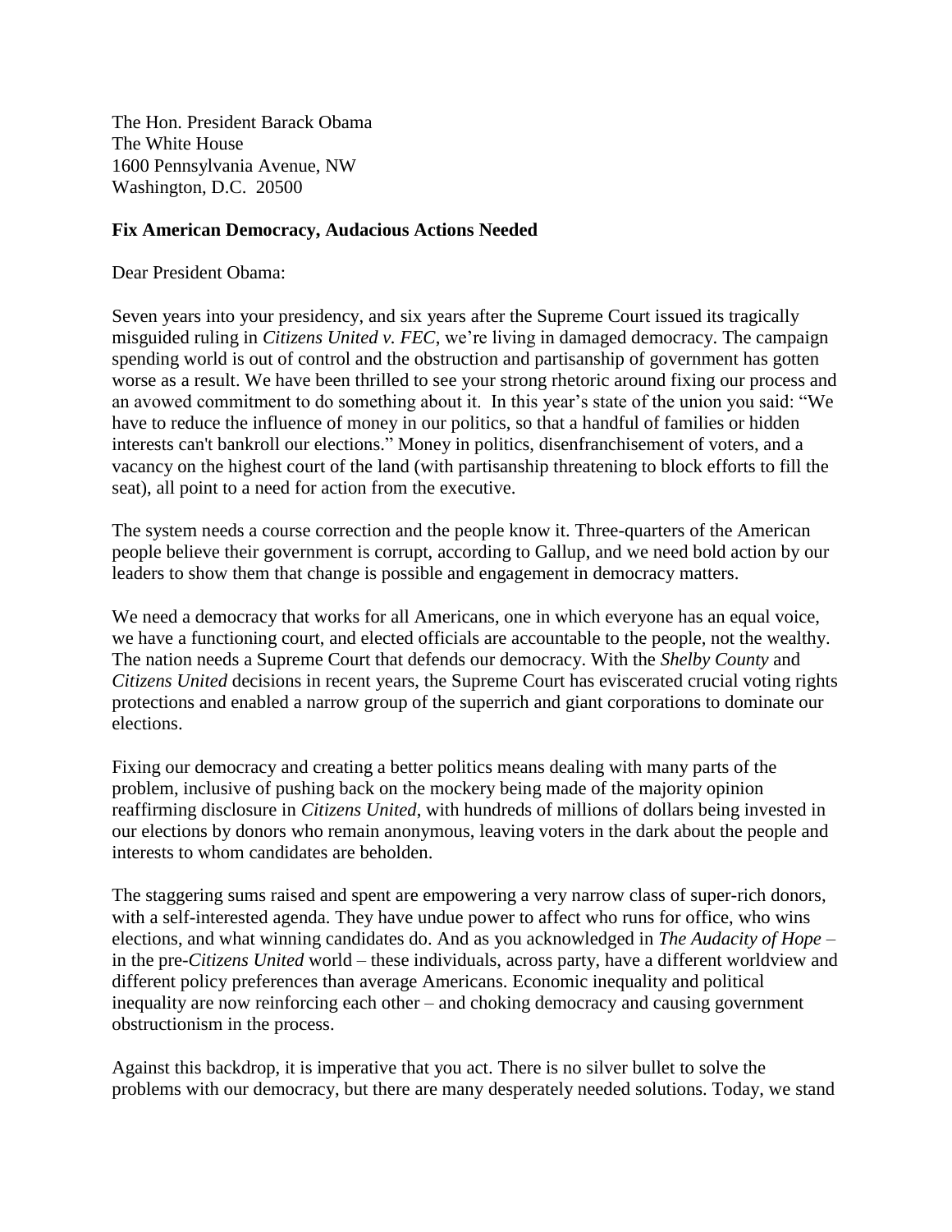The Hon. President Barack Obama
The White House
1600 Pennsylvania Avenue, NW
Washington, D.C. 20500

**Fix American Democracy, Audacious Actions Needed**

Dear President Obama:

Seven years into your presidency, and six years after the Supreme Court issued its tragically misguided ruling in *Citizens United v. FEC*, we're living in damaged democracy. The campaign spending world is out of control and the obstruction and partisanship of government has gotten worse as a result. We have been thrilled to see your strong rhetoric around fixing our process and an avowed commitment to do something about it. In this year's state of the union you said: "We have to reduce the influence of money in our politics, so that a handful of families or hidden interests can't bankroll our elections." Money in politics, disenfranchisement of voters, and a vacancy on the highest court of the land (with partisanship threatening to block efforts to fill the seat), all point to a need for action from the executive.

The system needs a course correction and the people know it. Three-quarters of the American people believe their government is corrupt, according to Gallup, and we need bold action by our leaders to show them that change is possible and engagement in democracy matters.

We need a democracy that works for all Americans, one in which everyone has an equal voice, we have a functioning court, and elected officials are accountable to the people, not the wealthy. The nation needs a Supreme Court that defends our democracy. With the *Shelby County* and *Citizens United* decisions in recent years, the Supreme Court has eviscerated crucial voting rights protections and enabled a narrow group of the superrich and giant corporations to dominate our elections.

Fixing our democracy and creating a better politics means dealing with many parts of the problem, inclusive of pushing back on the mockery being made of the majority opinion reaffirming disclosure in *Citizens United*, with hundreds of millions of dollars being invested in our elections by donors who remain anonymous, leaving voters in the dark about the people and interests to whom candidates are beholden.

The staggering sums raised and spent are empowering a very narrow class of super-rich donors, with a self-interested agenda. They have undue power to affect who runs for office, who wins elections, and what winning candidates do. And as you acknowledged in *The Audacity of Hope* – in the pre-*Citizens United* world – these individuals, across party, have a different worldview and different policy preferences than average Americans. Economic inequality and political inequality are now reinforcing each other – and choking democracy and causing government obstructionism in the process.

Against this backdrop, it is imperative that you act. There is no silver bullet to solve the problems with our democracy, but there are many desperately needed solutions. Today, we stand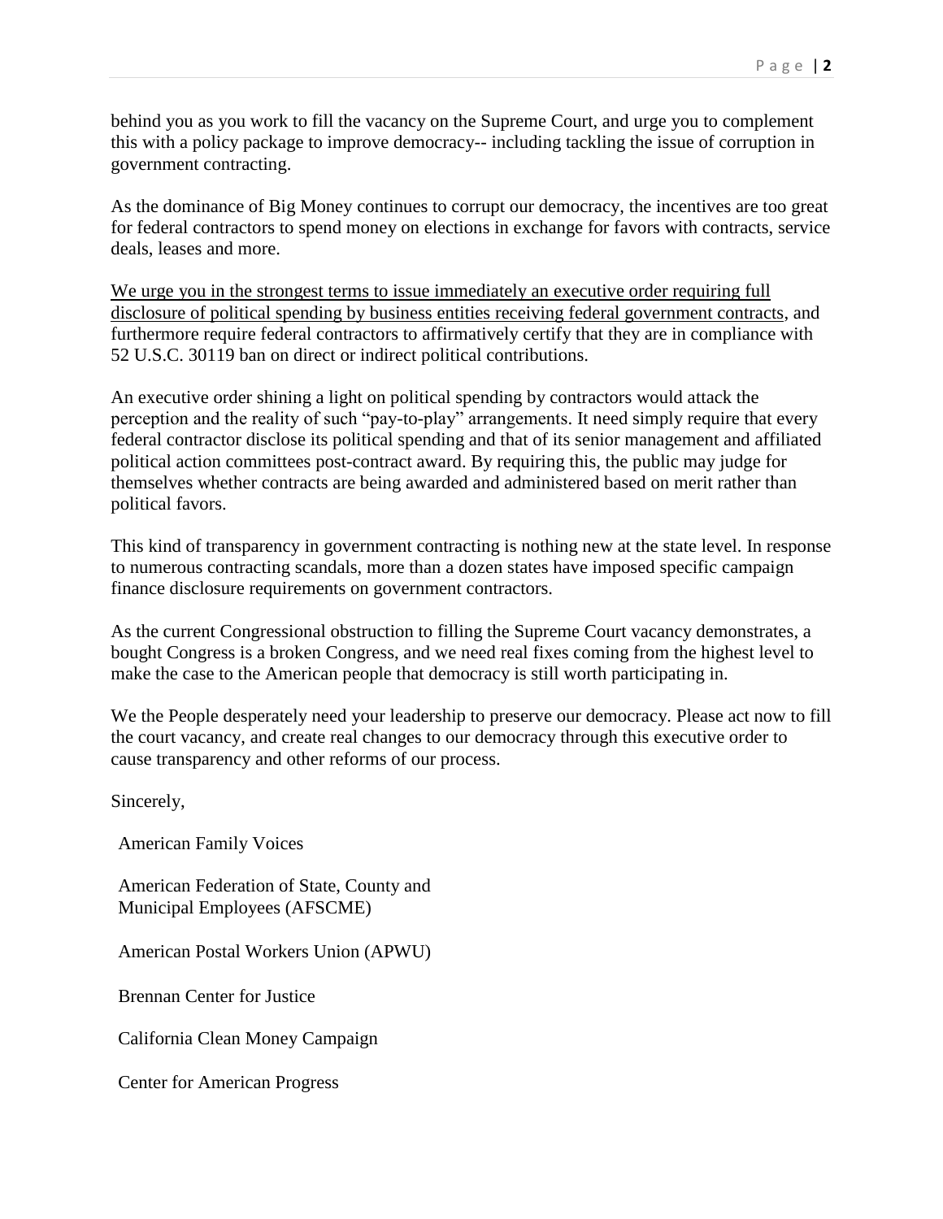behind you as you work to fill the vacancy on the Supreme Court, and urge you to complement this with a policy package to improve democracy-- including tackling the issue of corruption in government contracting.

As the dominance of Big Money continues to corrupt our democracy, the incentives are too great for federal contractors to spend money on elections in exchange for favors with contracts, service deals, leases and more.

<u>We urge you in the strongest terms to issue immediately an executive order requiring full disclosure of political spending by business entities receiving federal government contracts</u>, and furthermore require federal contractors to affirmatively certify that they are in compliance with 52 U.S.C. 30119 ban on direct or indirect political contributions.

An executive order shining a light on political spending by contractors would attack the perception and the reality of such "pay-to-play" arrangements. It need simply require that every federal contractor disclose its political spending and that of its senior management and affiliated political action committees post-contract award. By requiring this, the public may judge for themselves whether contracts are being awarded and administered based on merit rather than political favors.

This kind of transparency in government contracting is nothing new at the state level. In response to numerous contracting scandals, more than a dozen states have imposed specific campaign finance disclosure requirements on government contractors.

As the current Congressional obstruction to filling the Supreme Court vacancy demonstrates, a bought Congress is a broken Congress, and we need real fixes coming from the highest level to make the case to the American people that democracy is still worth participating in.

We the People desperately need your leadership to preserve our democracy. Please act now to fill the court vacancy, and create real changes to our democracy through this executive order to cause transparency and other reforms of our process.

Sincerely,

American Family Voices

American Federation of State, County and Municipal Employees (AFSCME)

American Postal Workers Union (APWU)

Brennan Center for Justice

California Clean Money Campaign

Center for American Progress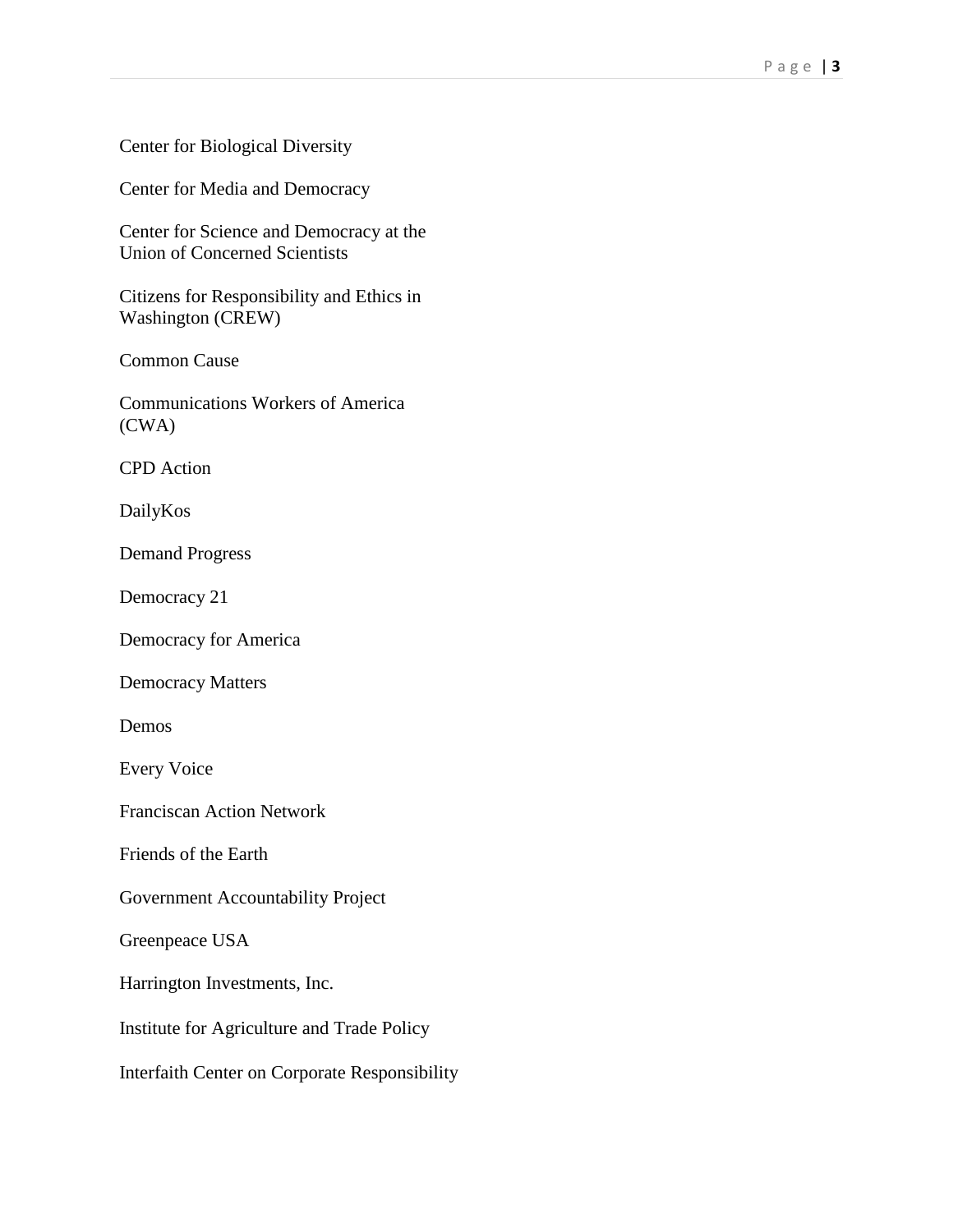Center for Biological Diversity

Center for Media and Democracy

Center for Science and Democracy at the Union of Concerned Scientists

Citizens for Responsibility and Ethics in Washington (CREW)

Common Cause

Communications Workers of America (CWA)

CPD Action

DailyKos

Demand Progress

Democracy 21

Democracy for America

Democracy Matters

Demos

Every Voice

Franciscan Action Network

Friends of the Earth

Government Accountability Project

Greenpeace USA

Harrington Investments, Inc.

Institute for Agriculture and Trade Policy

Interfaith Center on Corporate Responsibility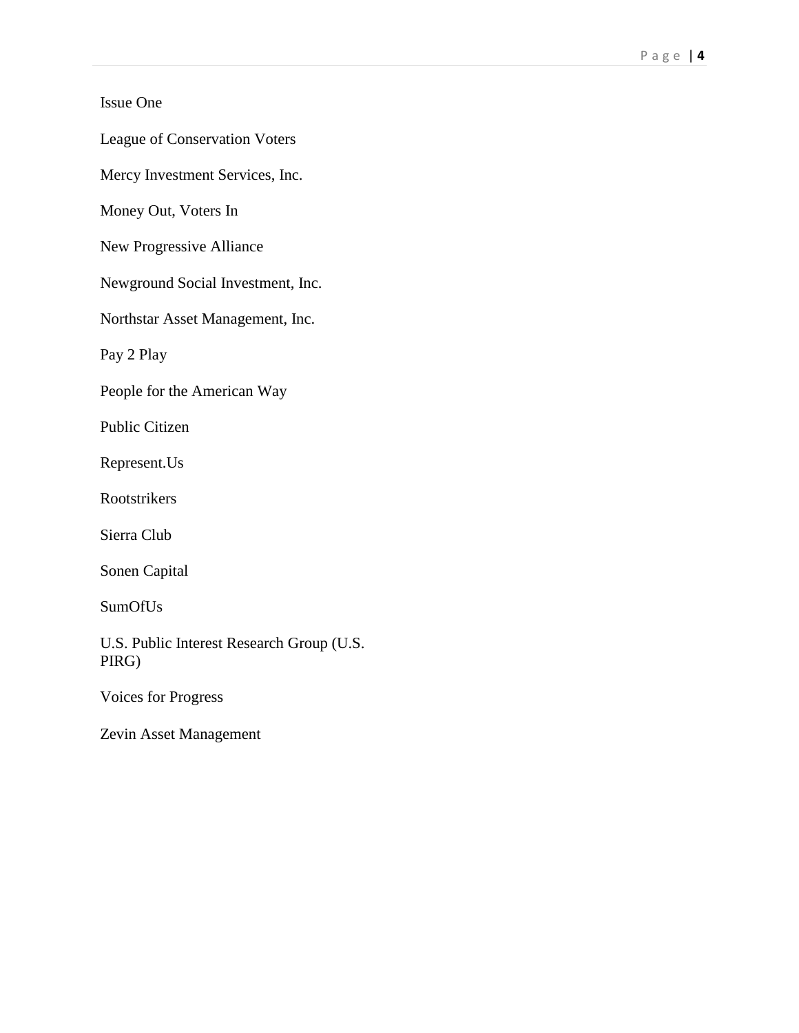Issue One

League of Conservation Voters

Mercy Investment Services, Inc.

Money Out, Voters In

New Progressive Alliance

Newground Social Investment, Inc.

Northstar Asset Management, Inc.

Pay 2 Play

People for the American Way

Public Citizen

Represent.Us

Rootstrikers

Sierra Club

Sonen Capital

SumOfUs

U.S. Public Interest Research Group (U.S. PIRG)

Voices for Progress

Zevin Asset Management